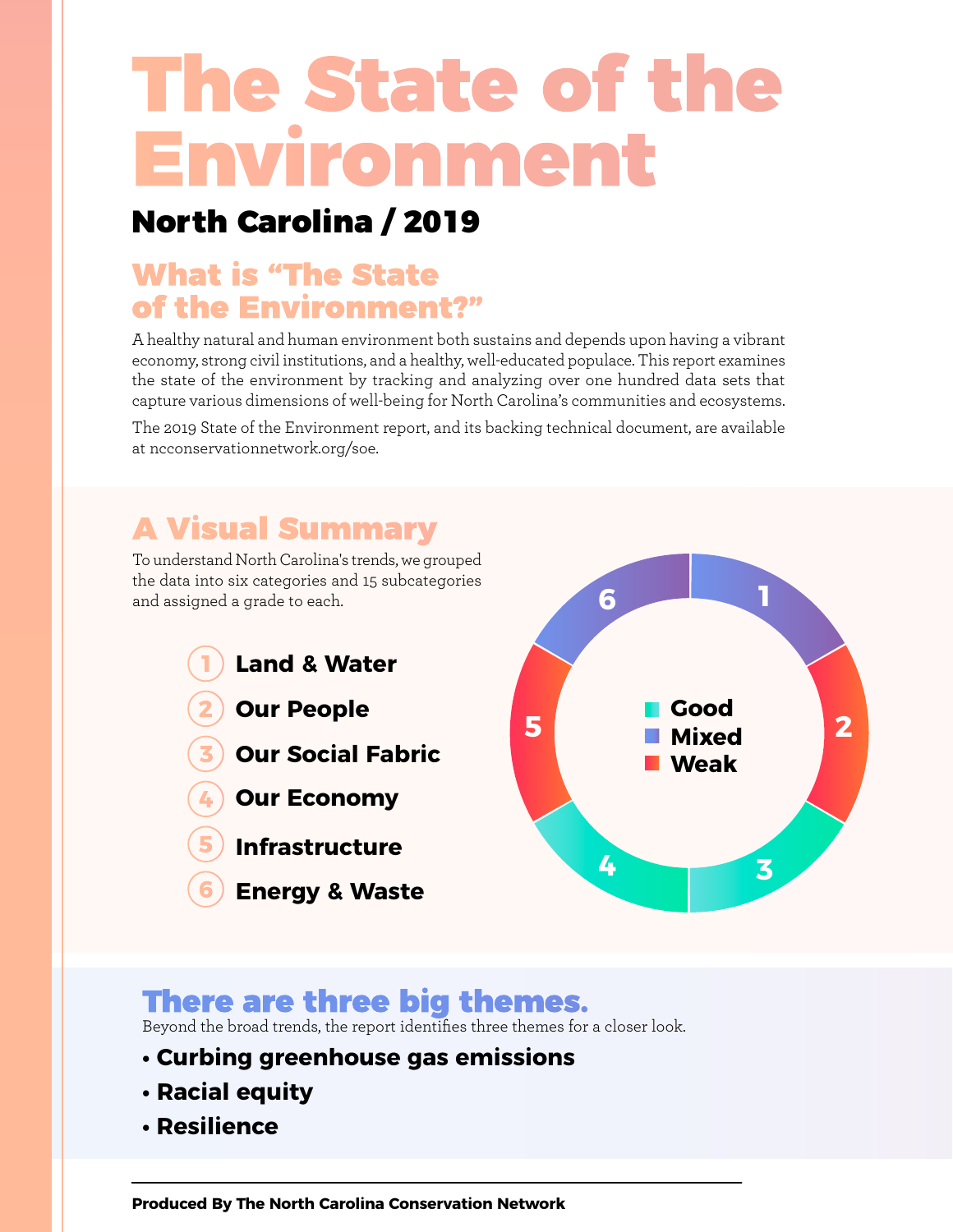# The State of the Environment

## North Carolina / 2019

## What is "The State of the Environment?"

A healthy natural and human environment both sustains and depends upon having a vibrant economy, strong civil institutions, and a healthy, well-educated populace. This report examines the state of the environment by tracking and analyzing over one hundred data sets that capture various dimensions of well-being for North Carolina's communities and ecosystems.

The 2019 State of the Environment report, and its backing technical document, are available at ncconservationnetwork.org/soe.

## A Visual Summary

To understand North Carolina's trends, we grouped the data into six categories and 15 subcategories and assigned a grade to each.

1. **Land & Water**
2. **Our People**
3. **Our Social Fabric**
4. **Our Economy**
5. **Infrastructure**
6. **Energy & Waste**

- **Good**
- **Mixed**
- **Weak**

## There are three big themes.

Beyond the broad trends, the report identifies three themes for a closer look.

- **Curbing greenhouse gas emissions**
- **Racial equity**
- **Resilience**

**Produced By The North Carolina Conservation Network**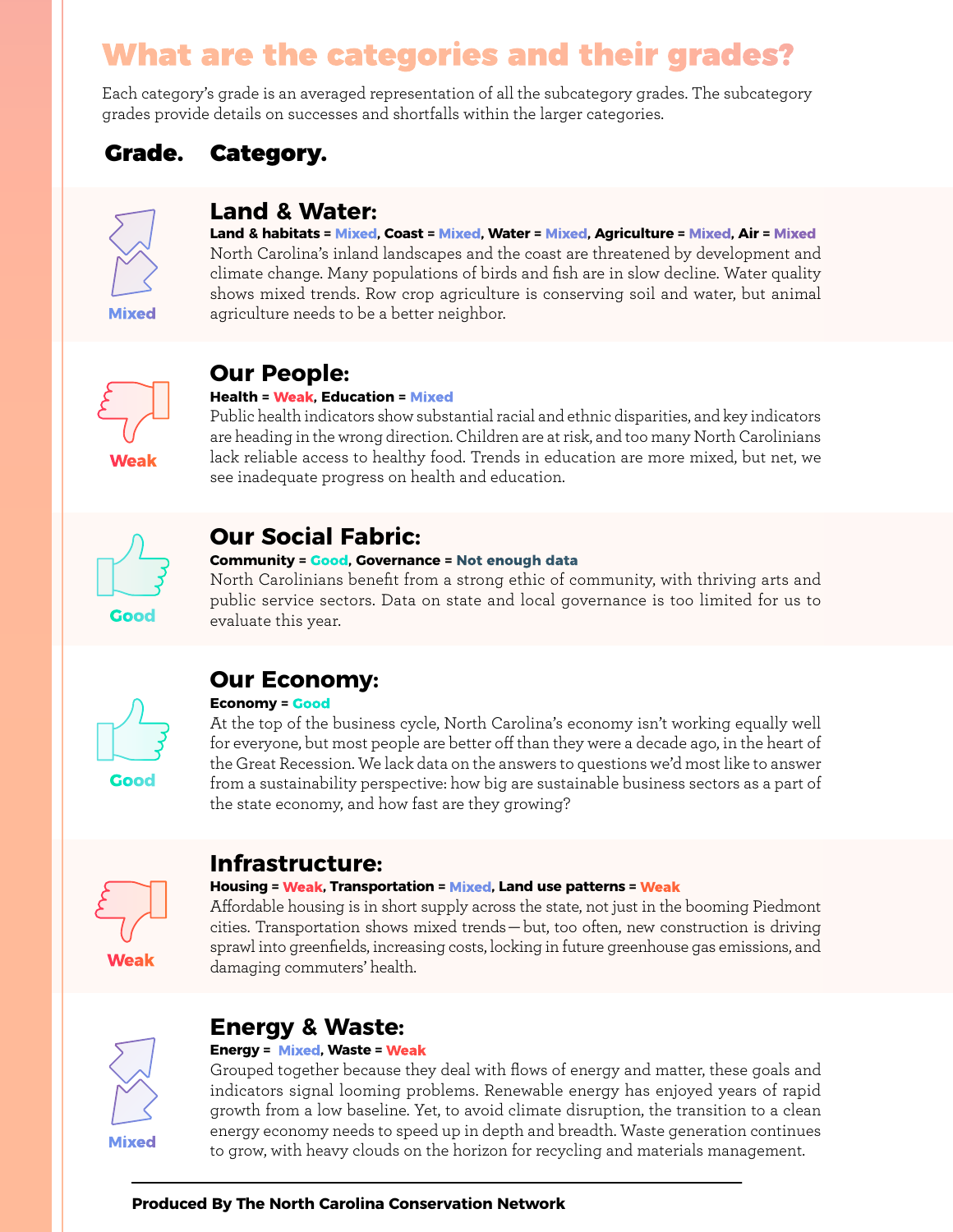# What are the categories and their grades?

Each category's grade is an averaged representation of all the subcategory grades. The subcategory grades provide details on successes and shortfalls within the larger categories.

**Grade.** **Category.**

Mixed

## Land & Water:

**Land & habitats = Mixed, Coast = Mixed, Water = Mixed, Agriculture = Mixed, Air = Mixed**

North Carolina's inland landscapes and the coast are threatened by development and climate change. Many populations of birds and fish are in slow decline. Water quality shows mixed trends. Row crop agriculture is conserving soil and water, but animal agriculture needs to be a better neighbor.

Weak

## Our People:

**Health = Weak, Education = Mixed**

Public health indicators show substantial racial and ethnic disparities, and key indicators are heading in the wrong direction. Children are at risk, and too many North Carolinians lack reliable access to healthy food. Trends in education are more mixed, but net, we see inadequate progress on health and education.

Good

## Our Social Fabric:

**Community = Good, Governance = Not enough data**

North Carolinians benefit from a strong ethic of community, with thriving arts and public service sectors. Data on state and local governance is too limited for us to evaluate this year.

Good

## Our Economy:

**Economy = Good**

At the top of the business cycle, North Carolina's economy isn't working equally well for everyone, but most people are better off than they were a decade ago, in the heart of the Great Recession. We lack data on the answers to questions we'd most like to answer from a sustainability perspective: how big are sustainable business sectors as a part of the state economy, and how fast are they growing?

Weak

## Infrastructure:

**Housing = Weak, Transportation = Mixed, Land use patterns = Weak**

Affordable housing is in short supply across the state, not just in the booming Piedmont cities. Transportation shows mixed trends—but, too often, new construction is driving sprawl into greenfields, increasing costs, locking in future greenhouse gas emissions, and damaging commuters' health.

Mixed

## Energy & Waste:

**Energy = Mixed, Waste = Weak**

Grouped together because they deal with flows of energy and matter, these goals and indicators signal looming problems. Renewable energy has enjoyed years of rapid growth from a low baseline. Yet, to avoid climate disruption, the transition to a clean energy economy needs to speed up in depth and breadth. Waste generation continues to grow, with heavy clouds on the horizon for recycling and materials management.

**Produced By The North Carolina Conservation Network**